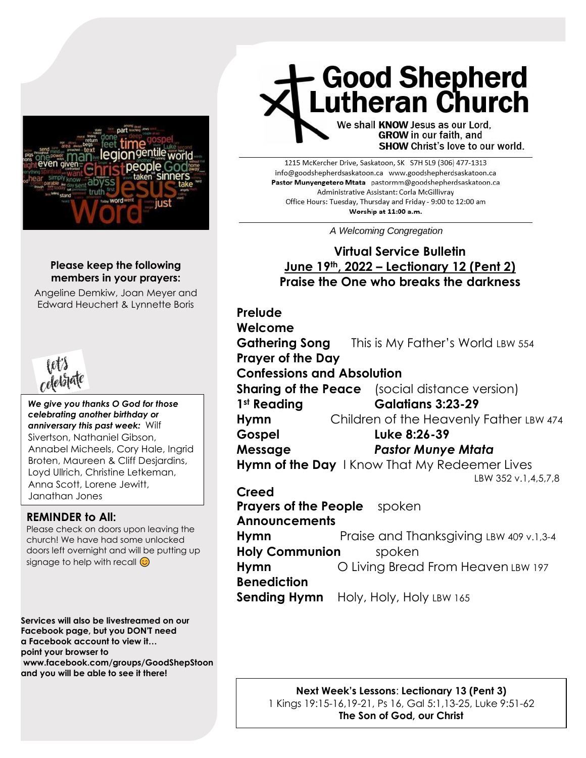# Good Shepherd Lutheran Church

We shall **KNOW** Jesus as our Lord,
**GROW** in our faith, and
**SHOW** Christ's love to our world.

1215 McKercher Drive, Saskatoon, SK S7H 5L9 (306) 477-1313
info@goodshepherdsaskatoon.ca www.goodshepherdsaskatoon.ca
**Pastor Munyengetero Mtata** pastormm@goodshepherdsaskatoon.ca
Administrative Assistant: Corla McGillivray
Office Hours: Tuesday, Thursday and Friday - 9:00 to 12:00 am
**Worship at 11:00 a.m.**

*A Welcoming Congregation*

## Virtual Service Bulletin
## June 19th, 2022 – Lectionary 12 (Pent 2)
## Praise the One who breaks the darkness

**Prelude**
**Welcome**
**Gathering Song** This is My Father's World LBW 554
**Prayer of the Day**
**Confessions and Absolution**
**Sharing of the Peace** (social distance version)
**1st Reading** **Galatians 3:23-29**
**Hymn** Children of the Heavenly Father LBW 474
**Gospel** **Luke 8:26-39**
**Message** ***Pastor Munye Mtata***
**Hymn of the Day** I Know That My Redeemer Lives LBW 352 v.1,4,5,7,8
**Creed**
**Prayers of the People** spoken
**Announcements**
**Hymn** Praise and Thanksgiving LBW 409 v.1,3-4
**Holy Communion** spoken
**Hymn** O Living Bread From Heaven LBW 197
**Benediction**
**Sending Hymn** Holy, Holy, Holy LBW 165

**Next Week's Lessons**: **Lectionary 13 (Pent 3)**
1 Kings 19:15-16,19-21, Ps 16, Gal 5:1,13-25, Luke 9:51-62
**The Son of God, our Christ**

---

**Please keep the following members in your prayers:**
Angeline Demkiw, Joan Meyer and Edward Heuchert & Lynnette Boris

let's celebrate

***We give you thanks O God for those celebrating another birthday or anniversary this past week:*** Wilf Sivertson, Nathaniel Gibson, Annabel Micheels, Cory Hale, Ingrid Broten, Maureen & Cliff Desjardins, Loyd Ullrich, Christine Letkeman, Anna Scott, Lorene Jewitt, Janathan Jones

**REMINDER to All:**
Please check on doors upon leaving the church! We have had some unlocked doors left overnight and will be putting up signage to help with recall 😊

**Services will also be livestreamed on our Facebook page, but you DON'T need a Facebook account to view it… point your browser to www.facebook.com/groups/GoodShepStoon and you will be able to see it there!**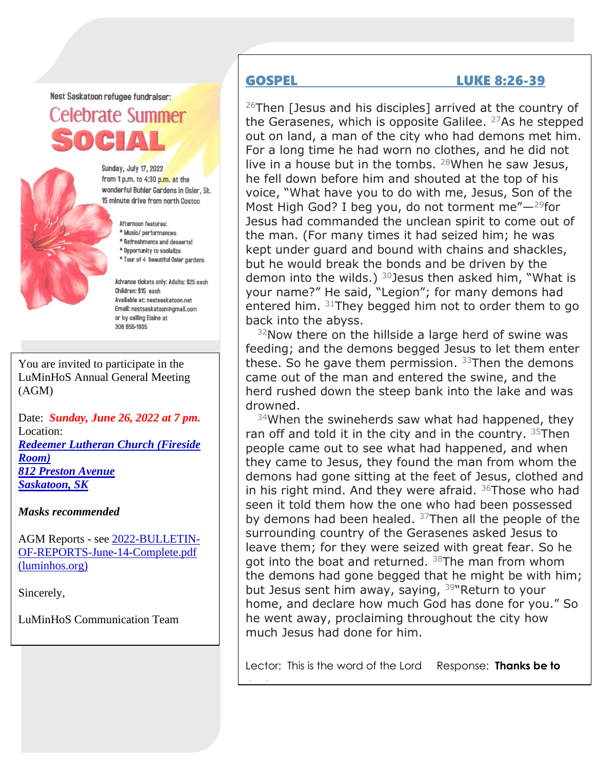Nest Saskatoon refugee fundraiser:

# Celebrate Summer SOCIAL

Sunday, July 17, 2022
from 1 p.m. to 4:30 p.m. at the wonderful Buhler Gardens in Osler, Sk.
15 minute drive from north Costco

Afternoon features:
* Music/ performances
* Refreshments and desserts!
* Opportunity to socialize
* Tour of 4 beautiful Osler gardens

Advance tickets only: Adults: $25 each
Children: $15 each
Available at: nestsaskatoon.net
Email: nestsaskatoon@gmail.com
or by calling Elaine at
306 955-1905

You are invited to participate in the LuMinHoS Annual General Meeting (AGM)

Date: ***Sunday, June 26, 2022 at 7 pm.***
Location:
***Redeemer Lutheran Church (Fireside Room)***
***812 Preston Avenue***
***Saskatoon, SK***

***Masks recommended***

AGM Reports - see 2022-BULLETIN-OF-REPORTS-June-14-Complete.pdf (luminhos.org)

Sincerely,

LuMinHoS Communication Team

## GOSPEL LUKE 8:26-39

[26]Then [Jesus and his disciples] arrived at the country of the Gerasenes, which is opposite Galilee. [27]As he stepped out on land, a man of the city who had demons met him. For a long time he had worn no clothes, and he did not live in a house but in the tombs. [28]When he saw Jesus, he fell down before him and shouted at the top of his voice, "What have you to do with me, Jesus, Son of the Most High God? I beg you, do not torment me"—[29]for Jesus had commanded the unclean spirit to come out of the man. (For many times it had seized him; he was kept under guard and bound with chains and shackles, but he would break the bonds and be driven by the demon into the wilds.) [30]Jesus then asked him, "What is your name?" He said, "Legion"; for many demons had entered him. [31]They begged him not to order them to go back into the abyss.

[32]Now there on the hillside a large herd of swine was feeding; and the demons begged Jesus to let them enter these. So he gave them permission. [33]Then the demons came out of the man and entered the swine, and the herd rushed down the steep bank into the lake and was drowned.

[34]When the swineherds saw what had happened, they ran off and told it in the city and in the country. [35]Then people came out to see what had happened, and when they came to Jesus, they found the man from whom the demons had gone sitting at the feet of Jesus, clothed and in his right mind. And they were afraid. [36]Those who had seen it told them how the one who had been possessed by demons had been healed. [37]Then all the people of the surrounding country of the Gerasenes asked Jesus to leave them; for they were seized with great fear. So he got into the boat and returned. [38]The man from whom the demons had gone begged that he might be with him; but Jesus sent him away, saying, [39]"Return to your home, and declare how much God has done for you." So he went away, proclaiming throughout the city how much Jesus had done for him.

Lector: This is the word of the Lord Response: **Thanks be to God**